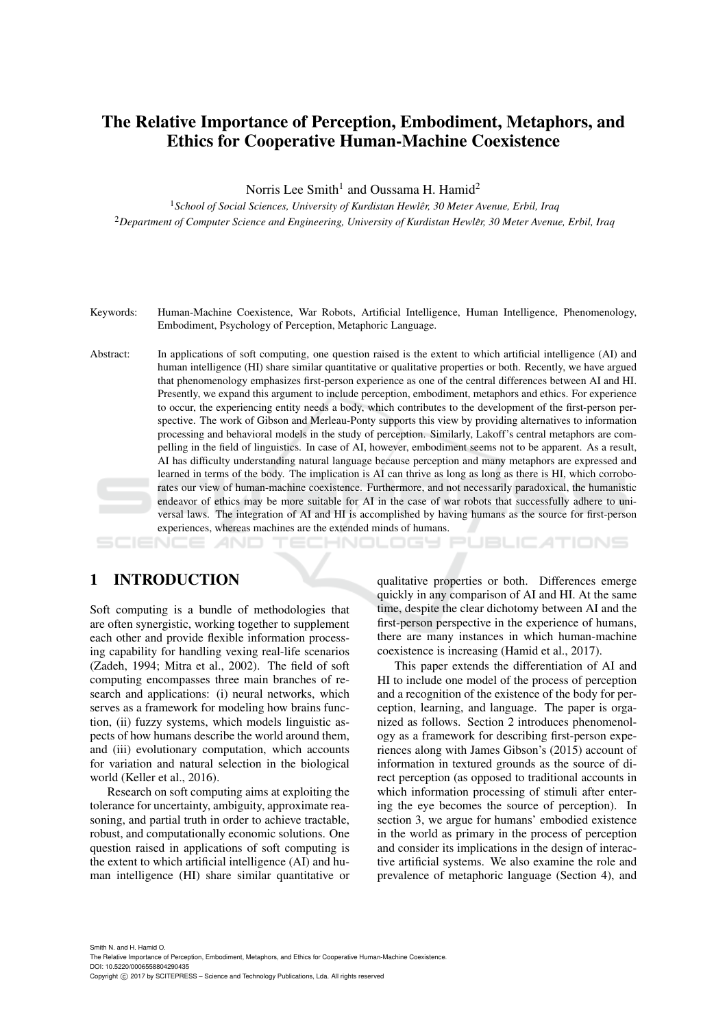# The Relative Importance of Perception, Embodiment, Metaphors, and Ethics for Cooperative Human-Machine Coexistence

Norris Lee Smith[1] and Oussama H. Hamid[2]

[1]*School of Social Sciences, University of Kurdistan Hewlêr, 30 Meter Avenue, Erbil, Iraq*

[2]*Department of Computer Science and Engineering, University of Kurdistan Hewlêr, 30 Meter Avenue, Erbil, Iraq*

Keywords: Human-Machine Coexistence, War Robots, Artificial Intelligence, Human Intelligence, Phenomenology, Embodiment, Psychology of Perception, Metaphoric Language.

Abstract: In applications of soft computing, one question raised is the extent to which artificial intelligence (AI) and human intelligence (HI) share similar quantitative or qualitative properties or both. Recently, we have argued that phenomenology emphasizes first-person experience as one of the central differences between AI and HI. Presently, we expand this argument to include perception, embodiment, metaphors and ethics. For experience to occur, the experiencing entity needs a body, which contributes to the development of the first-person perspective. The work of Gibson and Merleau-Ponty supports this view by providing alternatives to information processing and behavioral models in the study of perception. Similarly, Lakoff's central metaphors are compelling in the field of linguistics. In case of AI, however, embodiment seems not to be apparent. As a result, AI has difficulty understanding natural language because perception and many metaphors are expressed and learned in terms of the body. The implication is AI can thrive as long as long as there is HI, which corroborates our view of human-machine coexistence. Furthermore, and not necessarily paradoxical, the humanistic endeavor of ethics may be more suitable for AI in the case of war robots that successfully adhere to universal laws. The integration of AI and HI is accomplished by having humans as the source for first-person experiences, whereas machines are the extended minds of humans.

## 1 INTRODUCTION

Soft computing is a bundle of methodologies that are often synergistic, working together to supplement each other and provide flexible information processing capability for handling vexing real-life scenarios (Zadeh, 1994; Mitra et al., 2002). The field of soft computing encompasses three main branches of research and applications: (i) neural networks, which serves as a framework for modeling how brains function, (ii) fuzzy systems, which models linguistic aspects of how humans describe the world around them, and (iii) evolutionary computation, which accounts for variation and natural selection in the biological world (Keller et al., 2016).

Research on soft computing aims at exploiting the tolerance for uncertainty, ambiguity, approximate reasoning, and partial truth in order to achieve tractable, robust, and computationally economic solutions. One question raised in applications of soft computing is the extent to which artificial intelligence (AI) and human intelligence (HI) share similar quantitative or qualitative properties or both. Differences emerge quickly in any comparison of AI and HI. At the same time, despite the clear dichotomy between AI and the first-person perspective in the experience of humans, there are many instances in which human-machine coexistence is increasing (Hamid et al., 2017).

This paper extends the differentiation of AI and HI to include one model of the process of perception and a recognition of the existence of the body for perception, learning, and language. The paper is organized as follows. Section 2 introduces phenomenology as a framework for describing first-person experiences along with James Gibson's (2015) account of information in textured grounds as the source of direct perception (as opposed to traditional accounts in which information processing of stimuli after entering the eye becomes the source of perception). In section 3, we argue for humans' embodied existence in the world as primary in the process of perception and consider its implications in the design of interactive artificial systems. We also examine the role and prevalence of metaphoric language (Section 4), and

Smith N. and H. Hamid O.
The Relative Importance of Perception, Embodiment, Metaphors, and Ethics for Cooperative Human-Machine Coexistence.
DOI: 10.5220/0006558804290435
Copyright © 2017 by SCITEPRESS – Science and Technology Publications, Lda. All rights reserved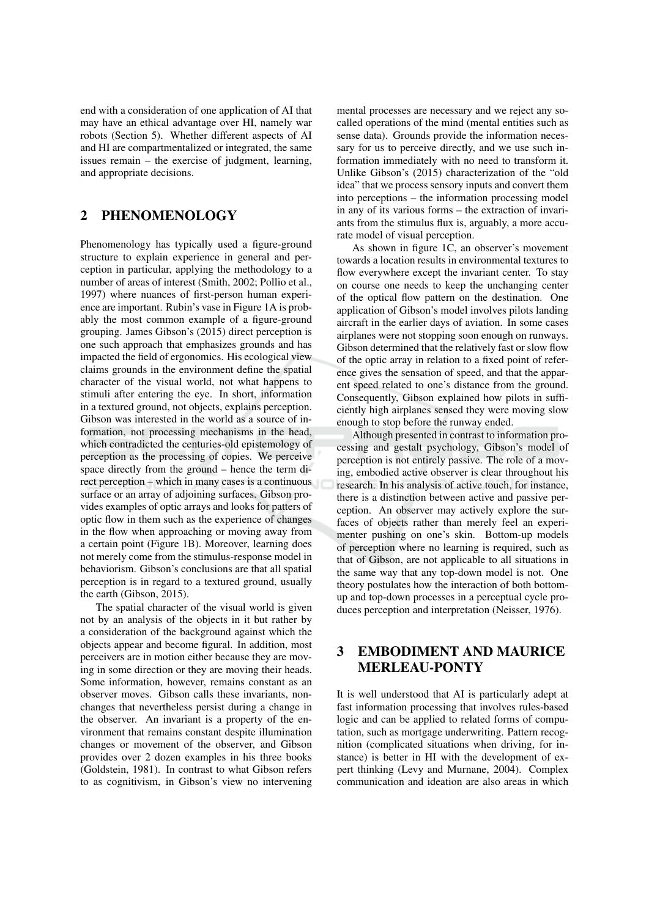end with a consideration of one application of AI that may have an ethical advantage over HI, namely war robots (Section 5). Whether different aspects of AI and HI are compartmentalized or integrated, the same issues remain – the exercise of judgment, learning, and appropriate decisions.

## 2 PHENOMENOLOGY

Phenomenology has typically used a figure-ground structure to explain experience in general and perception in particular, applying the methodology to a number of areas of interest (Smith, 2002; Pollio et al., 1997) where nuances of first-person human experience are important. Rubin's vase in Figure 1A is probably the most common example of a figure-ground grouping. James Gibson's (2015) direct perception is one such approach that emphasizes grounds and has impacted the field of ergonomics. His ecological view claims grounds in the environment define the spatial character of the visual world, not what happens to stimuli after entering the eye. In short, information in a textured ground, not objects, explains perception. Gibson was interested in the world as a source of information, not processing mechanisms in the head, which contradicted the centuries-old epistemology of perception as the processing of copies. We perceive space directly from the ground – hence the term direct perception – which in many cases is a continuous surface or an array of adjoining surfaces. Gibson provides examples of optic arrays and looks for patters of optic flow in them such as the experience of changes in the flow when approaching or moving away from a certain point (Figure 1B). Moreover, learning does not merely come from the stimulus-response model in behaviorism. Gibson's conclusions are that all spatial perception is in regard to a textured ground, usually the earth (Gibson, 2015).

The spatial character of the visual world is given not by an analysis of the objects in it but rather by a consideration of the background against which the objects appear and become figural. In addition, most perceivers are in motion either because they are moving in some direction or they are moving their heads. Some information, however, remains constant as an observer moves. Gibson calls these invariants, non-changes that nevertheless persist during a change in the observer. An invariant is a property of the environment that remains constant despite illumination changes or movement of the observer, and Gibson provides over 2 dozen examples in his three books (Goldstein, 1981). In contrast to what Gibson refers to as cognitivism, in Gibson's view no intervening mental processes are necessary and we reject any so-called operations of the mind (mental entities such as sense data). Grounds provide the information necessary for us to perceive directly, and we use such information immediately with no need to transform it. Unlike Gibson's (2015) characterization of the "old idea" that we process sensory inputs and convert them into perceptions – the information processing model in any of its various forms – the extraction of invariants from the stimulus flux is, arguably, a more accurate model of visual perception.

As shown in figure 1C, an observer's movement towards a location results in environmental textures to flow everywhere except the invariant center. To stay on course one needs to keep the unchanging center of the optical flow pattern on the destination. One application of Gibson's model involves pilots landing aircraft in the earlier days of aviation. In some cases airplanes were not stopping soon enough on runways. Gibson determined that the relatively fast or slow flow of the optic array in relation to a fixed point of reference gives the sensation of speed, and that the apparent speed related to one's distance from the ground. Consequently, Gibson explained how pilots in sufficiently high airplanes sensed they were moving slow enough to stop before the runway ended.

Although presented in contrast to information processing and gestalt psychology, Gibson's model of perception is not entirely passive. The role of a moving, embodied active observer is clear throughout his research. In his analysis of active touch, for instance, there is a distinction between active and passive perception. An observer may actively explore the surfaces of objects rather than merely feel an experimenter pushing on one's skin. Bottom-up models of perception where no learning is required, such as that of Gibson, are not applicable to all situations in the same way that any top-down model is not. One theory postulates how the interaction of both bottom-up and top-down processes in a perceptual cycle produces perception and interpretation (Neisser, 1976).

## 3 EMBODIMENT AND MAURICE MERLEAU-PONTY

It is well understood that AI is particularly adept at fast information processing that involves rules-based logic and can be applied to related forms of computation, such as mortgage underwriting. Pattern recognition (complicated situations when driving, for instance) is better in HI with the development of expert thinking (Levy and Murnane, 2004). Complex communication and ideation are also areas in which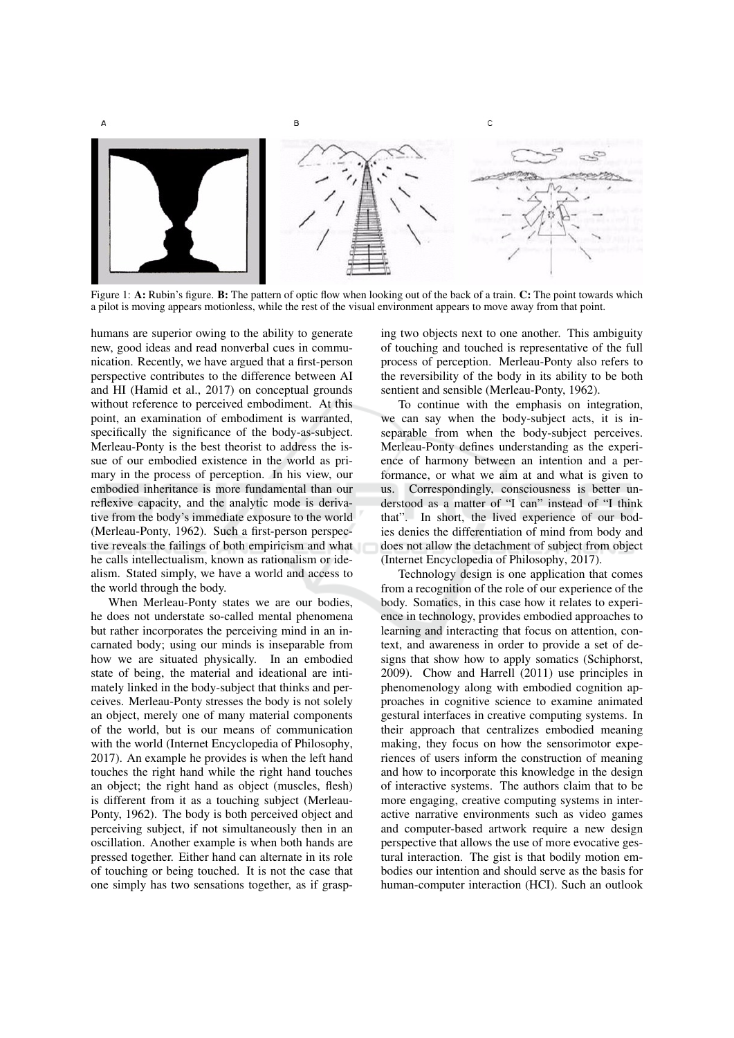Figure 1: **A:** Rubin's figure. **B:** The pattern of optic flow when looking out of the back of a train. **C:** The point towards which a pilot is moving appears motionless, while the rest of the visual environment appears to move away from that point.

humans are superior owing to the ability to generate new, good ideas and read nonverbal cues in communication. Recently, we have argued that a first-person perspective contributes to the difference between AI and HI (Hamid et al., 2017) on conceptual grounds without reference to perceived embodiment. At this point, an examination of embodiment is warranted, specifically the significance of the body-as-subject. Merleau-Ponty is the best theorist to address the issue of our embodied existence in the world as primary in the process of perception. In his view, our embodied inheritance is more fundamental than our reflexive capacity, and the analytic mode is derivative from the body's immediate exposure to the world (Merleau-Ponty, 1962). Such a first-person perspective reveals the failings of both empiricism and what he calls intellectualism, known as rationalism or idealism. Stated simply, we have a world and access to the world through the body.

When Merleau-Ponty states we are our bodies, he does not understate so-called mental phenomena but rather incorporates the perceiving mind in an incarnated body; using our minds is inseparable from how we are situated physically. In an embodied state of being, the material and ideational are intimately linked in the body-subject that thinks and perceives. Merleau-Ponty stresses the body is not solely an object, merely one of many material components of the world, but is our means of communication with the world (Internet Encyclopedia of Philosophy, 2017). An example he provides is when the left hand touches the right hand while the right hand touches an object; the right hand as object (muscles, flesh) is different from it as a touching subject (Merleau-Ponty, 1962). The body is both perceived object and perceiving subject, if not simultaneously then in an oscillation. Another example is when both hands are pressed together. Either hand can alternate in its role of touching or being touched. It is not the case that one simply has two sensations together, as if grasping two objects next to one another. This ambiguity of touching and touched is representative of the full process of perception. Merleau-Ponty also refers to the reversibility of the body in its ability to be both sentient and sensible (Merleau-Ponty, 1962).

To continue with the emphasis on integration, we can say when the body-subject acts, it is inseparable from when the body-subject perceives. Merleau-Ponty defines understanding as the experience of harmony between an intention and a performance, or what we aim at and what is given to us. Correspondingly, consciousness is better understood as a matter of "I can" instead of "I think that". In short, the lived experience of our bodies denies the differentiation of mind from body and does not allow the detachment of subject from object (Internet Encyclopedia of Philosophy, 2017).

Technology design is one application that comes from a recognition of the role of our experience of the body. Somatics, in this case how it relates to experience in technology, provides embodied approaches to learning and interacting that focus on attention, context, and awareness in order to provide a set of designs that show how to apply somatics (Schiphorst, 2009). Chow and Harrell (2011) use principles in phenomenology along with embodied cognition approaches in cognitive science to examine animated gestural interfaces in creative computing systems. In their approach that centralizes embodied meaning making, they focus on how the sensorimotor experiences of users inform the construction of meaning and how to incorporate this knowledge in the design of interactive systems. The authors claim that to be more engaging, creative computing systems in interactive narrative environments such as video games and computer-based artwork require a new design perspective that allows the use of more evocative gestural interaction. The gist is that bodily motion embodies our intention and should serve as the basis for human-computer interaction (HCI). Such an outlook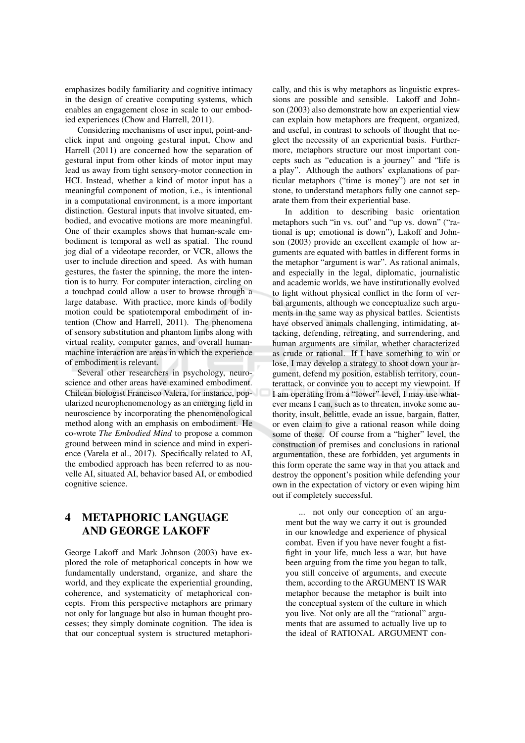emphasizes bodily familiarity and cognitive intimacy in the design of creative computing systems, which enables an engagement close in scale to our embodied experiences (Chow and Harrell, 2011).

Considering mechanisms of user input, point-and-click input and ongoing gestural input, Chow and Harrell (2011) are concerned how the separation of gestural input from other kinds of motor input may lead us away from tight sensory-motor connection in HCI. Instead, whether a kind of motor input has a meaningful component of motion, i.e., is intentional in a computational environment, is a more important distinction. Gestural inputs that involve situated, embodied, and evocative motions are more meaningful. One of their examples shows that human-scale embodiment is temporal as well as spatial. The round jog dial of a videotape recorder, or VCR, allows the user to include direction and speed. As with human gestures, the faster the spinning, the more the intention is to hurry. For computer interaction, circling on a touchpad could allow a user to browse through a large database. With practice, more kinds of bodily motion could be spatiotemporal embodiment of intention (Chow and Harrell, 2011). The phenomena of sensory substitution and phantom limbs along with virtual reality, computer games, and overall human-machine interaction are areas in which the experience of embodiment is relevant.

Several other researchers in psychology, neuroscience and other areas have examined embodiment. Chilean biologist Francisco Valera, for instance, popularized neurophenomenology as an emerging field in neuroscience by incorporating the phenomenological method along with an emphasis on embodiment. He co-wrote *The Embodied Mind* to propose a common ground between mind in science and mind in experience (Varela et al., 2017). Specifically related to AI, the embodied approach has been referred to as nouvelle AI, situated AI, behavior based AI, or embodied cognitive science.

## 4 METAPHORIC LANGUAGE AND GEORGE LAKOFF

George Lakoff and Mark Johnson (2003) have explored the role of metaphorical concepts in how we fundamentally understand, organize, and share the world, and they explicate the experiential grounding, coherence, and systematicity of metaphorical concepts. From this perspective metaphors are primary not only for language but also in human thought processes; they simply dominate cognition. The idea is that our conceptual system is structured metaphorically, and this is why metaphors as linguistic expressions are possible and sensible. Lakoff and Johnson (2003) also demonstrate how an experiential view can explain how metaphors are frequent, organized, and useful, in contrast to schools of thought that neglect the necessity of an experiential basis. Furthermore, metaphors structure our most important concepts such as "education is a journey" and "life is a play". Although the authors' explanations of particular metaphors ("time is money") are not set in stone, to understand metaphors fully one cannot separate them from their experiential base.

In addition to describing basic orientation metaphors such "in vs. out" and "up vs. down" ("rational is up; emotional is down"), Lakoff and Johnson (2003) provide an excellent example of how arguments are equated with battles in different forms in the metaphor "argument is war". As rational animals, and especially in the legal, diplomatic, journalistic and academic worlds, we have institutionally evolved to fight without physical conflict in the form of verbal arguments, although we conceptualize such arguments in the same way as physical battles. Scientists have observed animals challenging, intimidating, attacking, defending, retreating, and surrendering, and human arguments are similar, whether characterized as crude or rational. If I have something to win or lose, I may develop a strategy to shoot down your argument, defend my position, establish territory, counterattack, or convince you to accept my viewpoint. If I am operating from a "lower" level, I may use whatever means I can, such as to threaten, invoke some authority, insult, belittle, evade an issue, bargain, flatter, or even claim to give a rational reason while doing some of these. Of course from a "higher" level, the construction of premises and conclusions in rational argumentation, these are forbidden, yet arguments in this form operate the same way in that you attack and destroy the opponent's position while defending your own in the expectation of victory or even wiping him out if completely successful.

> ... not only our conception of an argument but the way we carry it out is grounded in our knowledge and experience of physical combat. Even if you have never fought a fistfight in your life, much less a war, but have been arguing from the time you began to talk, you still conceive of arguments, and execute them, according to the ARGUMENT IS WAR metaphor because the metaphor is built into the conceptual system of the culture in which you live. Not only are all the "rational" arguments that are assumed to actually live up to the ideal of RATIONAL ARGUMENT con-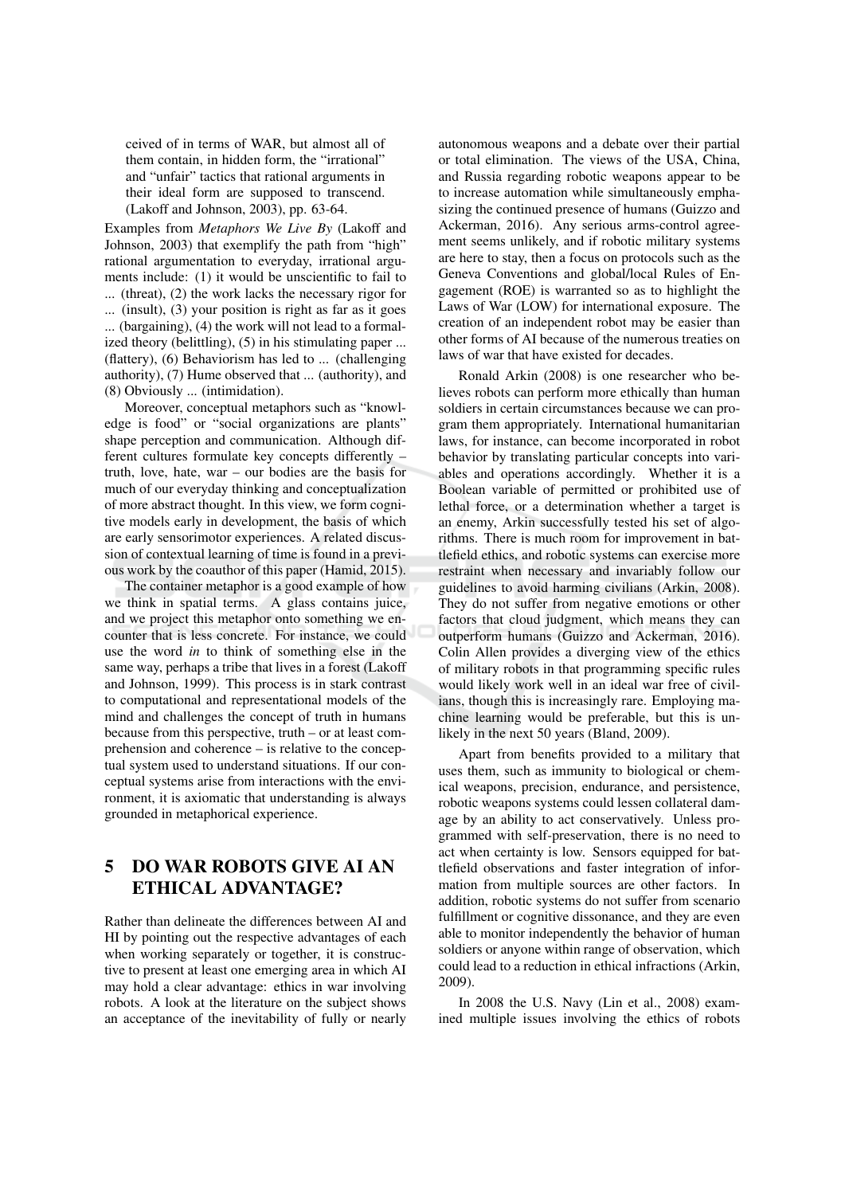> ceived of in terms of WAR, but almost all of them contain, in hidden form, the "irrational" and "unfair" tactics that rational arguments in their ideal form are supposed to transcend. (Lakoff and Johnson, 2003), pp. 63-64.

Examples from *Metaphors We Live By* (Lakoff and Johnson, 2003) that exemplify the path from "high" rational argumentation to everyday, irrational arguments include: (1) it would be unscientific to fail to ... (threat), (2) the work lacks the necessary rigor for ... (insult), (3) your position is right as far as it goes ... (bargaining), (4) the work will not lead to a formalized theory (belittling), (5) in his stimulating paper ... (flattery), (6) Behaviorism has led to ... (challenging authority), (7) Hume observed that ... (authority), and (8) Obviously ... (intimidation).

Moreover, conceptual metaphors such as "knowledge is food" or "social organizations are plants" shape perception and communication. Although different cultures formulate key concepts differently – truth, love, hate, war – our bodies are the basis for much of our everyday thinking and conceptualization of more abstract thought. In this view, we form cognitive models early in development, the basis of which are early sensorimotor experiences. A related discussion of contextual learning of time is found in a previous work by the coauthor of this paper (Hamid, 2015).

The container metaphor is a good example of how we think in spatial terms. A glass contains juice, and we project this metaphor onto something we encounter that is less concrete. For instance, we could use the word *in* to think of something else in the same way, perhaps a tribe that lives in a forest (Lakoff and Johnson, 1999). This process is in stark contrast to computational and representational models of the mind and challenges the concept of truth in humans because from this perspective, truth – or at least comprehension and coherence – is relative to the conceptual system used to understand situations. If our conceptual systems arise from interactions with the environment, it is axiomatic that understanding is always grounded in metaphorical experience.

## 5 DO WAR ROBOTS GIVE AI AN ETHICAL ADVANTAGE?

Rather than delineate the differences between AI and HI by pointing out the respective advantages of each when working separately or together, it is constructive to present at least one emerging area in which AI may hold a clear advantage: ethics in war involving robots. A look at the literature on the subject shows an acceptance of the inevitability of fully or nearly autonomous weapons and a debate over their partial or total elimination. The views of the USA, China, and Russia regarding robotic weapons appear to be to increase automation while simultaneously emphasizing the continued presence of humans (Guizzo and Ackerman, 2016). Any serious arms-control agreement seems unlikely, and if robotic military systems are here to stay, then a focus on protocols such as the Geneva Conventions and global/local Rules of Engagement (ROE) is warranted so as to highlight the Laws of War (LOW) for international exposure. The creation of an independent robot may be easier than other forms of AI because of the numerous treaties on laws of war that have existed for decades.

Ronald Arkin (2008) is one researcher who believes robots can perform more ethically than human soldiers in certain circumstances because we can program them appropriately. International humanitarian laws, for instance, can become incorporated in robot behavior by translating particular concepts into variables and operations accordingly. Whether it is a Boolean variable of permitted or prohibited use of lethal force, or a determination whether a target is an enemy, Arkin successfully tested his set of algorithms. There is much room for improvement in battlefield ethics, and robotic systems can exercise more restraint when necessary and invariably follow our guidelines to avoid harming civilians (Arkin, 2008). They do not suffer from negative emotions or other factors that cloud judgment, which means they can outperform humans (Guizzo and Ackerman, 2016). Colin Allen provides a diverging view of the ethics of military robots in that programming specific rules would likely work well in an ideal war free of civilians, though this is increasingly rare. Employing machine learning would be preferable, but this is unlikely in the next 50 years (Bland, 2009).

Apart from benefits provided to a military that uses them, such as immunity to biological or chemical weapons, precision, endurance, and persistence, robotic weapons systems could lessen collateral damage by an ability to act conservatively. Unless programmed with self-preservation, there is no need to act when certainty is low. Sensors equipped for battlefield observations and faster integration of information from multiple sources are other factors. In addition, robotic systems do not suffer from scenario fulfillment or cognitive dissonance, and they are even able to monitor independently the behavior of human soldiers or anyone within range of observation, which could lead to a reduction in ethical infractions (Arkin, 2009).

In 2008 the U.S. Navy (Lin et al., 2008) examined multiple issues involving the ethics of robots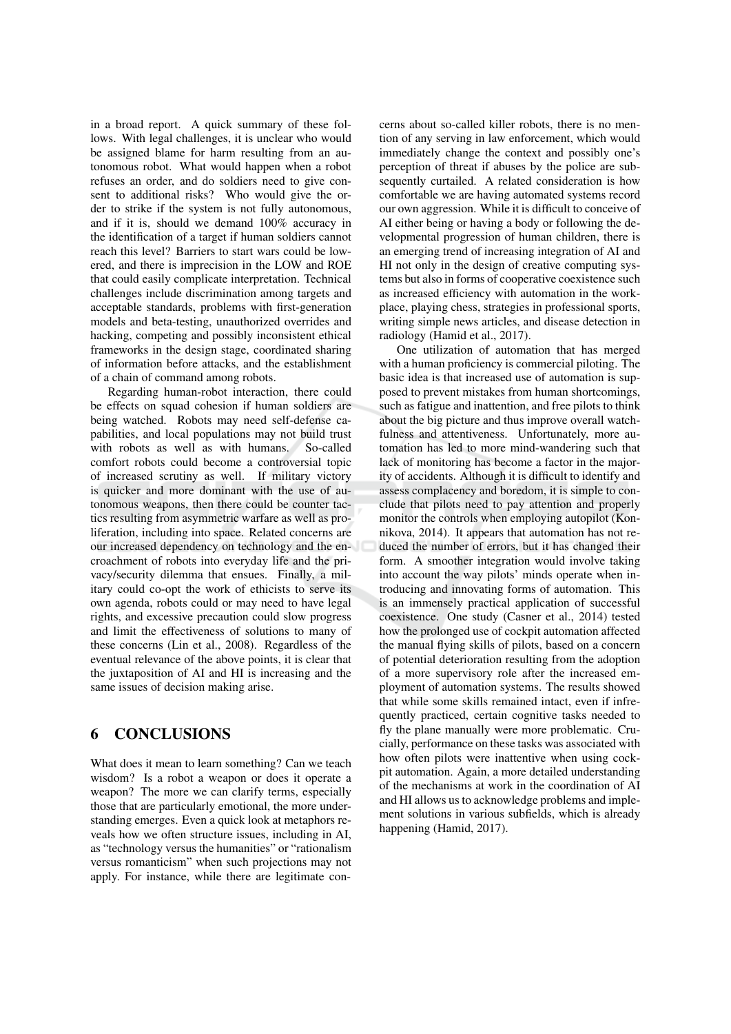in a broad report. A quick summary of these follows. With legal challenges, it is unclear who would be assigned blame for harm resulting from an autonomous robot. What would happen when a robot refuses an order, and do soldiers need to give consent to additional risks? Who would give the order to strike if the system is not fully autonomous, and if it is, should we demand 100% accuracy in the identification of a target if human soldiers cannot reach this level? Barriers to start wars could be lowered, and there is imprecision in the LOW and ROE that could easily complicate interpretation. Technical challenges include discrimination among targets and acceptable standards, problems with first-generation models and beta-testing, unauthorized overrides and hacking, competing and possibly inconsistent ethical frameworks in the design stage, coordinated sharing of information before attacks, and the establishment of a chain of command among robots.

Regarding human-robot interaction, there could be effects on squad cohesion if human soldiers are being watched. Robots may need self-defense capabilities, and local populations may not build trust with robots as well as with humans. So-called comfort robots could become a controversial topic of increased scrutiny as well. If military victory is quicker and more dominant with the use of autonomous weapons, then there could be counter tactics resulting from asymmetric warfare as well as proliferation, including into space. Related concerns are our increased dependency on technology and the encroachment of robots into everyday life and the privacy/security dilemma that ensues. Finally, a military could co-opt the work of ethicists to serve its own agenda, robots could or may need to have legal rights, and excessive precaution could slow progress and limit the effectiveness of solutions to many of these concerns (Lin et al., 2008). Regardless of the eventual relevance of the above points, it is clear that the juxtaposition of AI and HI is increasing and the same issues of decision making arise.

## 6 CONCLUSIONS

What does it mean to learn something? Can we teach wisdom? Is a robot a weapon or does it operate a weapon? The more we can clarify terms, especially those that are particularly emotional, the more understanding emerges. Even a quick look at metaphors reveals how we often structure issues, including in AI, as "technology versus the humanities" or "rationalism versus romanticism" when such projections may not apply. For instance, while there are legitimate concerns about so-called killer robots, there is no mention of any serving in law enforcement, which would immediately change the context and possibly one's perception of threat if abuses by the police are subsequently curtailed. A related consideration is how comfortable we are having automated systems record our own aggression. While it is difficult to conceive of AI either being or having a body or following the developmental progression of human children, there is an emerging trend of increasing integration of AI and HI not only in the design of creative computing systems but also in forms of cooperative coexistence such as increased efficiency with automation in the workplace, playing chess, strategies in professional sports, writing simple news articles, and disease detection in radiology (Hamid et al., 2017).

One utilization of automation that has merged with a human proficiency is commercial piloting. The basic idea is that increased use of automation is supposed to prevent mistakes from human shortcomings, such as fatigue and inattention, and free pilots to think about the big picture and thus improve overall watchfulness and attentiveness. Unfortunately, more automation has led to more mind-wandering such that lack of monitoring has become a factor in the majority of accidents. Although it is difficult to identify and assess complacency and boredom, it is simple to conclude that pilots need to pay attention and properly monitor the controls when employing autopilot (Konnikova, 2014). It appears that automation has not reduced the number of errors, but it has changed their form. A smoother integration would involve taking into account the way pilots' minds operate when introducing and innovating forms of automation. This is an immensely practical application of successful coexistence. One study (Casner et al., 2014) tested how the prolonged use of cockpit automation affected the manual flying skills of pilots, based on a concern of potential deterioration resulting from the adoption of a more supervisory role after the increased employment of automation systems. The results showed that while some skills remained intact, even if infrequently practiced, certain cognitive tasks needed to fly the plane manually were more problematic. Crucially, performance on these tasks was associated with how often pilots were inattentive when using cockpit automation. Again, a more detailed understanding of the mechanisms at work in the coordination of AI and HI allows us to acknowledge problems and implement solutions in various subfields, which is already happening (Hamid, 2017).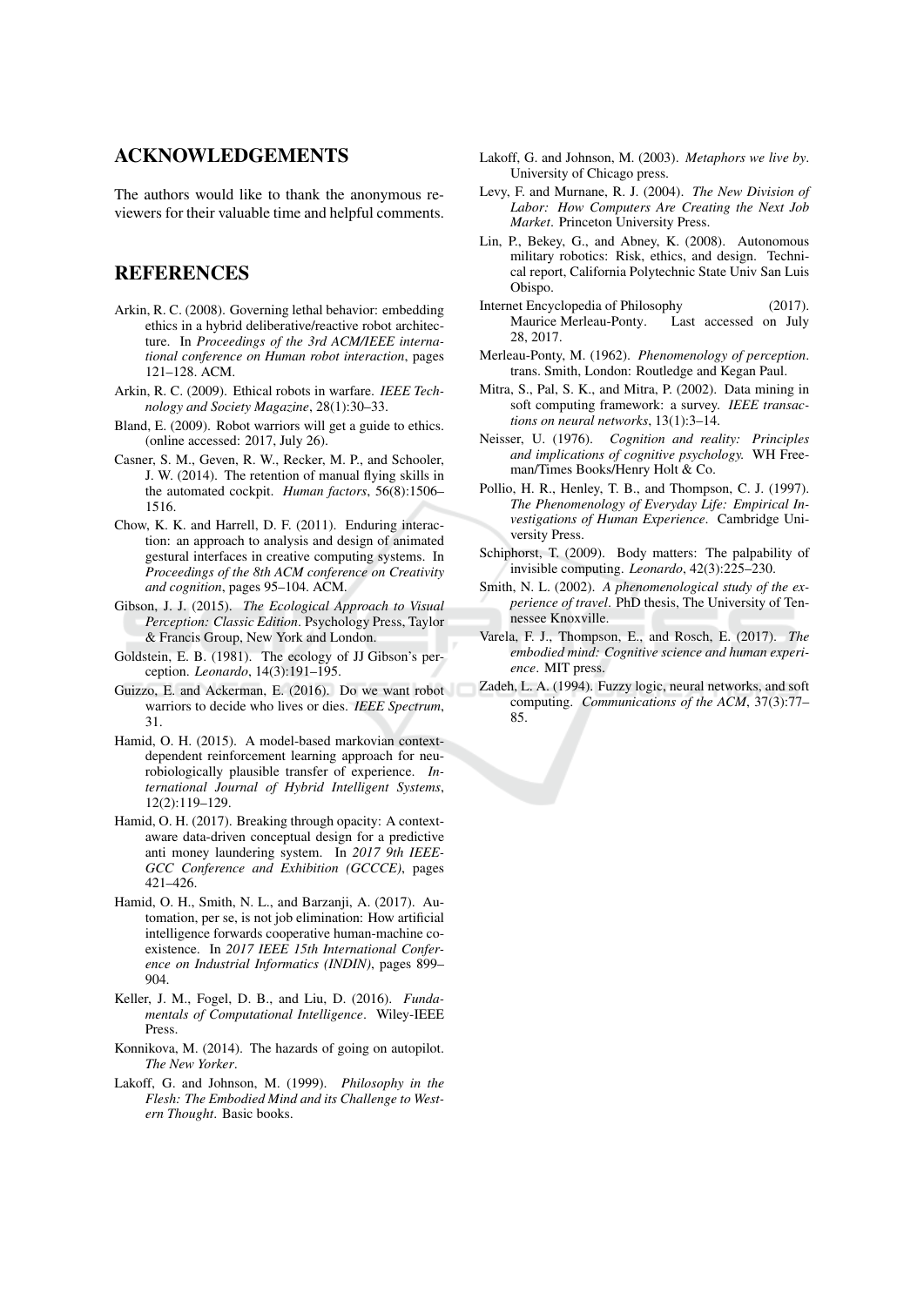## ACKNOWLEDGEMENTS

The authors would like to thank the anonymous reviewers for their valuable time and helpful comments.

## REFERENCES

Arkin, R. C. (2008). Governing lethal behavior: embedding ethics in a hybrid deliberative/reactive robot architecture. In *Proceedings of the 3rd ACM/IEEE international conference on Human robot interaction*, pages 121–128. ACM.

Arkin, R. C. (2009). Ethical robots in warfare. *IEEE Technology and Society Magazine*, 28(1):30–33.

Bland, E. (2009). Robot warriors will get a guide to ethics. (online accessed: 2017, July 26).

Casner, S. M., Geven, R. W., Recker, M. P., and Schooler, J. W. (2014). The retention of manual flying skills in the automated cockpit. *Human factors*, 56(8):1506–1516.

Chow, K. K. and Harrell, D. F. (2011). Enduring interaction: an approach to analysis and design of animated gestural interfaces in creative computing systems. In *Proceedings of the 8th ACM conference on Creativity and cognition*, pages 95–104. ACM.

Gibson, J. J. (2015). *The Ecological Approach to Visual Perception: Classic Edition*. Psychology Press, Taylor & Francis Group, New York and London.

Goldstein, E. B. (1981). The ecology of JJ Gibson's perception. *Leonardo*, 14(3):191–195.

Guizzo, E. and Ackerman, E. (2016). Do we want robot warriors to decide who lives or dies. *IEEE Spectrum*, 31.

Hamid, O. H. (2015). A model-based markovian context-dependent reinforcement learning approach for neurobiologically plausible transfer of experience. *International Journal of Hybrid Intelligent Systems*, 12(2):119–129.

Hamid, O. H. (2017). Breaking through opacity: A context-aware data-driven conceptual design for a predictive anti money laundering system. In *2017 9th IEEE-GCC Conference and Exhibition (GCCCE)*, pages 421–426.

Hamid, O. H., Smith, N. L., and Barzanji, A. (2017). Automation, per se, is not job elimination: How artificial intelligence forwards cooperative human-machine coexistence. In *2017 IEEE 15th International Conference on Industrial Informatics (INDIN)*, pages 899–904.

Keller, J. M., Fogel, D. B., and Liu, D. (2016). *Fundamentals of Computational Intelligence*. Wiley-IEEE Press.

Konnikova, M. (2014). The hazards of going on autopilot. *The New Yorker*.

Lakoff, G. and Johnson, M. (1999). *Philosophy in the Flesh: The Embodied Mind and its Challenge to Western Thought*. Basic books.

Lakoff, G. and Johnson, M. (2003). *Metaphors we live by*. University of Chicago press.

Levy, F. and Murnane, R. J. (2004). *The New Division of Labor: How Computers Are Creating the Next Job Market*. Princeton University Press.

Lin, P., Bekey, G., and Abney, K. (2008). Autonomous military robotics: Risk, ethics, and design. Technical report, California Polytechnic State Univ San Luis Obispo.

Internet Encyclopedia of Philosophy (2017). Maurice Merleau-Ponty. Last accessed on July 28, 2017.

Merleau-Ponty, M. (1962). *Phenomenology of perception*. trans. Smith, London: Routledge and Kegan Paul.

Mitra, S., Pal, S. K., and Mitra, P. (2002). Data mining in soft computing framework: a survey. *IEEE transactions on neural networks*, 13(1):3–14.

Neisser, U. (1976). *Cognition and reality: Principles and implications of cognitive psychology.* WH Freeman/Times Books/Henry Holt & Co.

Pollio, H. R., Henley, T. B., and Thompson, C. J. (1997). *The Phenomenology of Everyday Life: Empirical Investigations of Human Experience*. Cambridge University Press.

Schiphorst, T. (2009). Body matters: The palpability of invisible computing. *Leonardo*, 42(3):225–230.

Smith, N. L. (2002). *A phenomenological study of the experience of travel*. PhD thesis, The University of Tennessee Knoxville.

Varela, F. J., Thompson, E., and Rosch, E. (2017). *The embodied mind: Cognitive science and human experience*. MIT press.

Zadeh, L. A. (1994). Fuzzy logic, neural networks, and soft computing. *Communications of the ACM*, 37(3):77–85.